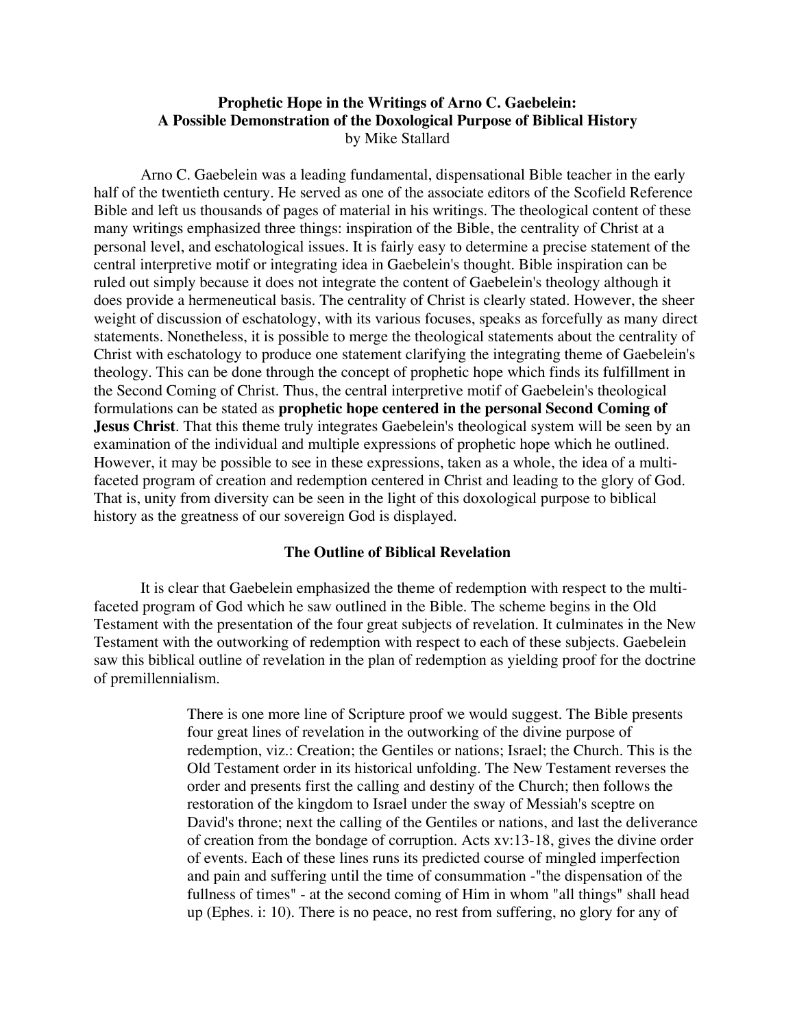# Prophetic Hope in the Writings of Arno C. Gaebelein: A Possible Demonstration of the Doxological Purpose of Biblical History

by Mike Stallard

Arno C. Gaebelein was a leading fundamental, dispensational Bible teacher in the early half of the twentieth century. He served as one of the associate editors of the Scofield Reference Bible and left us thousands of pages of material in his writings. The theological content of these many writings emphasized three things: inspiration of the Bible, the centrality of Christ at a personal level, and eschatological issues. It is fairly easy to determine a precise statement of the central interpretive motif or integrating idea in Gaebelein's thought. Bible inspiration can be ruled out simply because it does not integrate the content of Gaebelein's theology although it does provide a hermeneutical basis. The centrality of Christ is clearly stated. However, the sheer weight of discussion of eschatology, with its various focuses, speaks as forcefully as many direct statements. Nonetheless, it is possible to merge the theological statements about the centrality of Christ with eschatology to produce one statement clarifying the integrating theme of Gaebelein's theology. This can be done through the concept of prophetic hope which finds its fulfillment in the Second Coming of Christ. Thus, the central interpretive motif of Gaebelein's theological formulations can be stated as **prophetic hope centered in the personal Second Coming of Jesus Christ**. That this theme truly integrates Gaebelein's theological system will be seen by an examination of the individual and multiple expressions of prophetic hope which he outlined. However, it may be possible to see in these expressions, taken as a whole, the idea of a multi-faceted program of creation and redemption centered in Christ and leading to the glory of God. That is, unity from diversity can be seen in the light of this doxological purpose to biblical history as the greatness of our sovereign God is displayed.

## The Outline of Biblical Revelation

It is clear that Gaebelein emphasized the theme of redemption with respect to the multi-faceted program of God which he saw outlined in the Bible. The scheme begins in the Old Testament with the presentation of the four great subjects of revelation. It culminates in the New Testament with the outworking of redemption with respect to each of these subjects. Gaebelein saw this biblical outline of revelation in the plan of redemption as yielding proof for the doctrine of premillennialism.

> There is one more line of Scripture proof we would suggest. The Bible presents four great lines of revelation in the outworking of the divine purpose of redemption, viz.: Creation; the Gentiles or nations; Israel; the Church. This is the Old Testament order in its historical unfolding. The New Testament reverses the order and presents first the calling and destiny of the Church; then follows the restoration of the kingdom to Israel under the sway of Messiah's sceptre on David's throne; next the calling of the Gentiles or nations, and last the deliverance of creation from the bondage of corruption. Acts xv:13-18, gives the divine order of events. Each of these lines runs its predicted course of mingled imperfection and pain and suffering until the time of consummation -"the dispensation of the fullness of times" - at the second coming of Him in whom "all things" shall head up (Ephes. i: 10). There is no peace, no rest from suffering, no glory for any of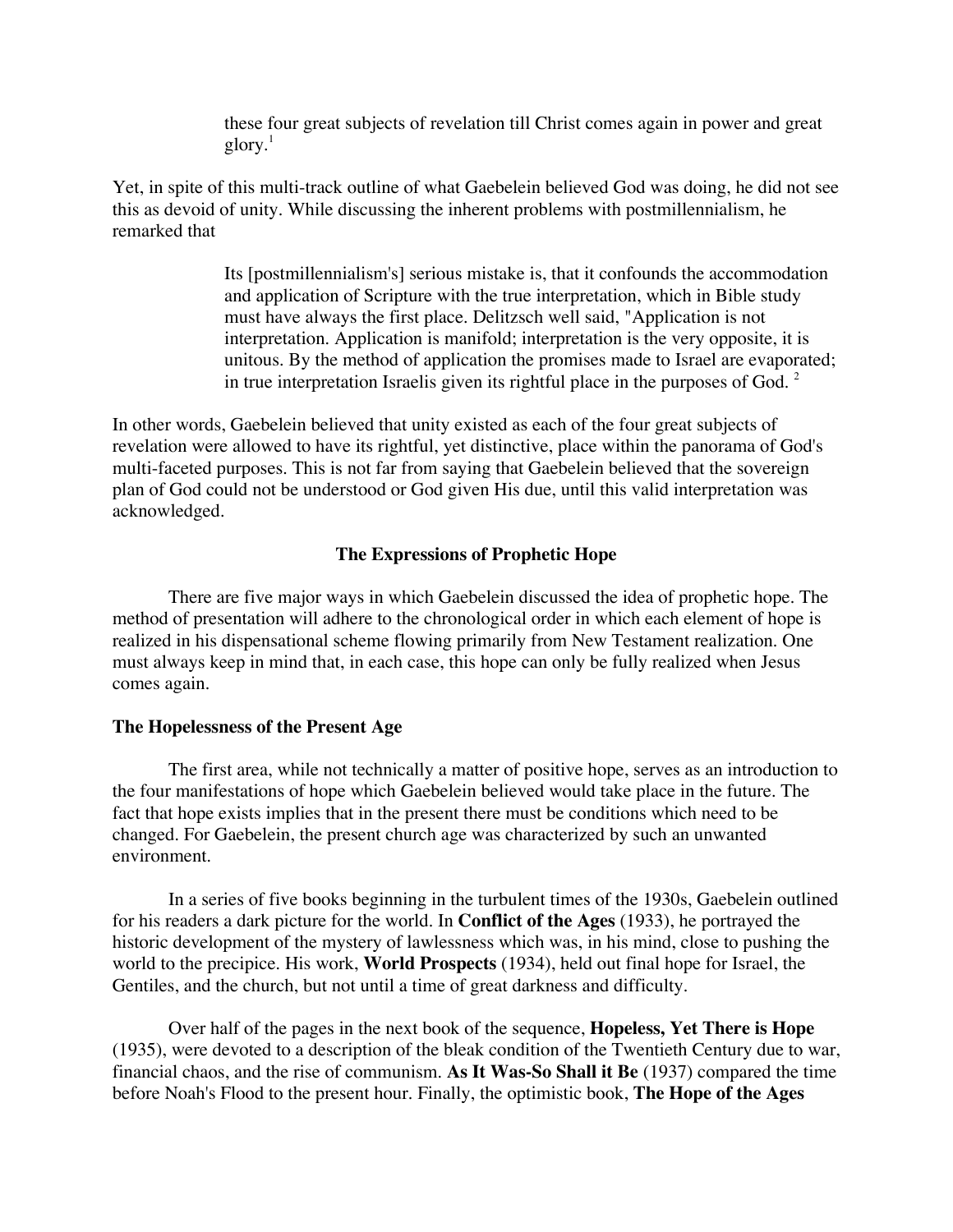> these four great subjects of revelation till Christ comes again in power and great glory.[1]

Yet, in spite of this multi-track outline of what Gaebelein believed God was doing, he did not see this as devoid of unity. While discussing the inherent problems with postmillennialism, he remarked that

> Its [postmillennialism's] serious mistake is, that it confounds the accommodation and application of Scripture with the true interpretation, which in Bible study must have always the first place. Delitzsch well said, "Application is not interpretation. Application is manifold; interpretation is the very opposite, it is unitous. By the method of application the promises made to Israel are evaporated; in true interpretation Israelis given its rightful place in the purposes of God. [2]

In other words, Gaebelein believed that unity existed as each of the four great subjects of revelation were allowed to have its rightful, yet distinctive, place within the panorama of God's multi-faceted purposes. This is not far from saying that Gaebelein believed that the sovereign plan of God could not be understood or God given His due, until this valid interpretation was acknowledged.

## The Expressions of Prophetic Hope

There are five major ways in which Gaebelein discussed the idea of prophetic hope. The method of presentation will adhere to the chronological order in which each element of hope is realized in his dispensational scheme flowing primarily from New Testament realization. One must always keep in mind that, in each case, this hope can only be fully realized when Jesus comes again.

### The Hopelessness of the Present Age

The first area, while not technically a matter of positive hope, serves as an introduction to the four manifestations of hope which Gaebelein believed would take place in the future. The fact that hope exists implies that in the present there must be conditions which need to be changed. For Gaebelein, the present church age was characterized by such an unwanted environment.

In a series of five books beginning in the turbulent times of the 1930s, Gaebelein outlined for his readers a dark picture for the world. In **Conflict of the Ages** (1933), he portrayed the historic development of the mystery of lawlessness which was, in his mind, close to pushing the world to the precipice. His work, **World Prospects** (1934), held out final hope for Israel, the Gentiles, and the church, but not until a time of great darkness and difficulty.

Over half of the pages in the next book of the sequence, **Hopeless, Yet There is Hope** (1935), were devoted to a description of the bleak condition of the Twentieth Century due to war, financial chaos, and the rise of communism. **As It Was-So Shall it Be** (1937) compared the time before Noah's Flood to the present hour. Finally, the optimistic book, **The Hope of the Ages**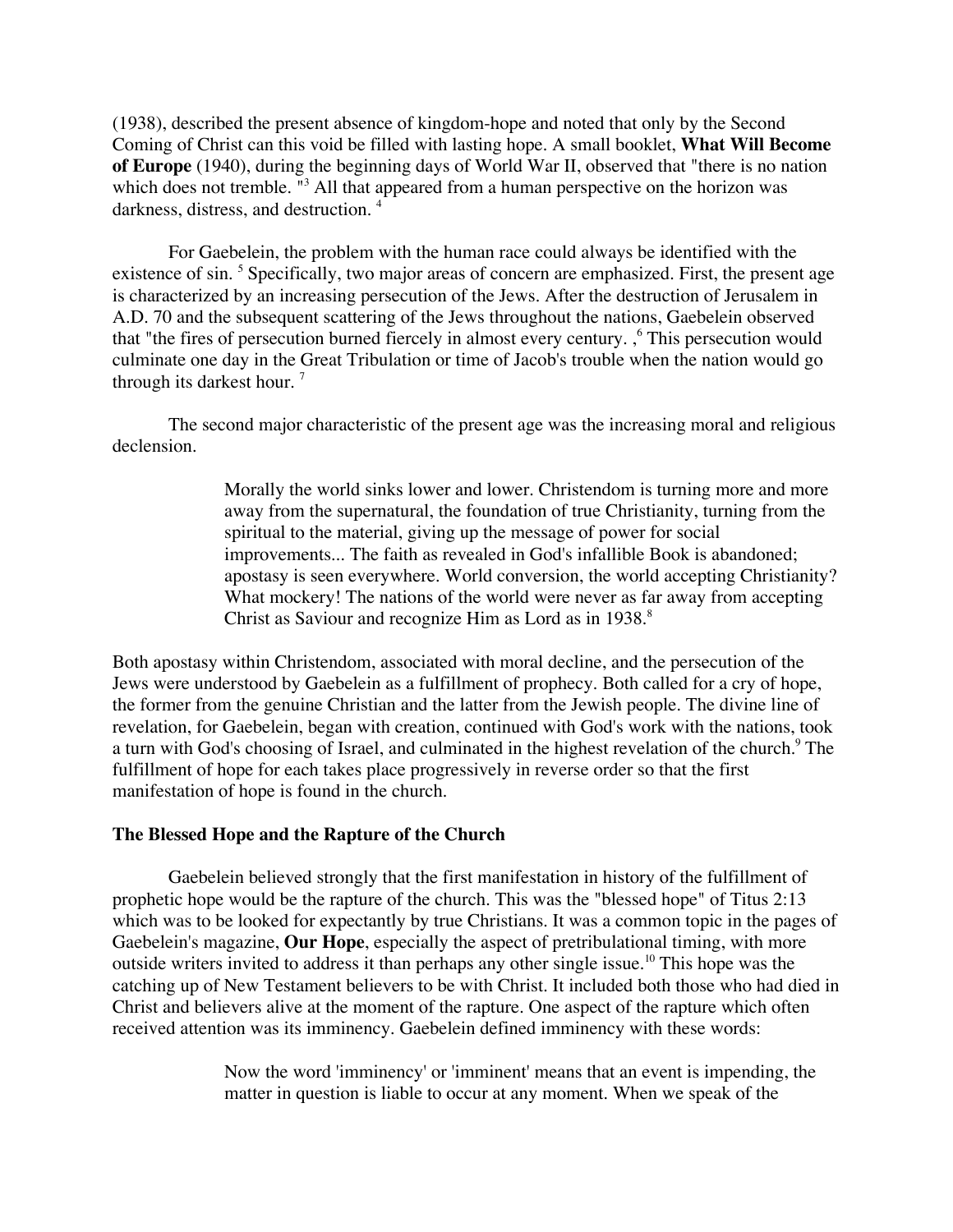(1938), described the present absence of kingdom-hope and noted that only by the Second Coming of Christ can this void be filled with lasting hope. A small booklet, **What Will Become of Europe** (1940), during the beginning days of World War II, observed that "there is no nation which does not tremble. "[3] All that appeared from a human perspective on the horizon was darkness, distress, and destruction. [4]

For Gaebelein, the problem with the human race could always be identified with the existence of sin. [5] Specifically, two major areas of concern are emphasized. First, the present age is characterized by an increasing persecution of the Jews. After the destruction of Jerusalem in A.D. 70 and the subsequent scattering of the Jews throughout the nations, Gaebelein observed that "the fires of persecution burned fiercely in almost every century. ,[6] This persecution would culminate one day in the Great Tribulation or time of Jacob's trouble when the nation would go through its darkest hour. [7]

The second major characteristic of the present age was the increasing moral and religious declension.

> Morally the world sinks lower and lower. Christendom is turning more and more away from the supernatural, the foundation of true Christianity, turning from the spiritual to the material, giving up the message of power for social improvements... The faith as revealed in God's infallible Book is abandoned; apostasy is seen everywhere. World conversion, the world accepting Christianity? What mockery! The nations of the world were never as far away from accepting Christ as Saviour and recognize Him as Lord as in 1938.[8]

Both apostasy within Christendom, associated with moral decline, and the persecution of the Jews were understood by Gaebelein as a fulfillment of prophecy. Both called for a cry of hope, the former from the genuine Christian and the latter from the Jewish people. The divine line of revelation, for Gaebelein, began with creation, continued with God's work with the nations, took a turn with God's choosing of Israel, and culminated in the highest revelation of the church.[9] The fulfillment of hope for each takes place progressively in reverse order so that the first manifestation of hope is found in the church.

### The Blessed Hope and the Rapture of the Church

Gaebelein believed strongly that the first manifestation in history of the fulfillment of prophetic hope would be the rapture of the church. This was the "blessed hope" of Titus 2:13 which was to be looked for expectantly by true Christians. It was a common topic in the pages of Gaebelein's magazine, **Our Hope**, especially the aspect of pretribulational timing, with more outside writers invited to address it than perhaps any other single issue.[10] This hope was the catching up of New Testament believers to be with Christ. It included both those who had died in Christ and believers alive at the moment of the rapture. One aspect of the rapture which often received attention was its imminency. Gaebelein defined imminency with these words:

> Now the word 'imminency' or 'imminent' means that an event is impending, the matter in question is liable to occur at any moment. When we speak of the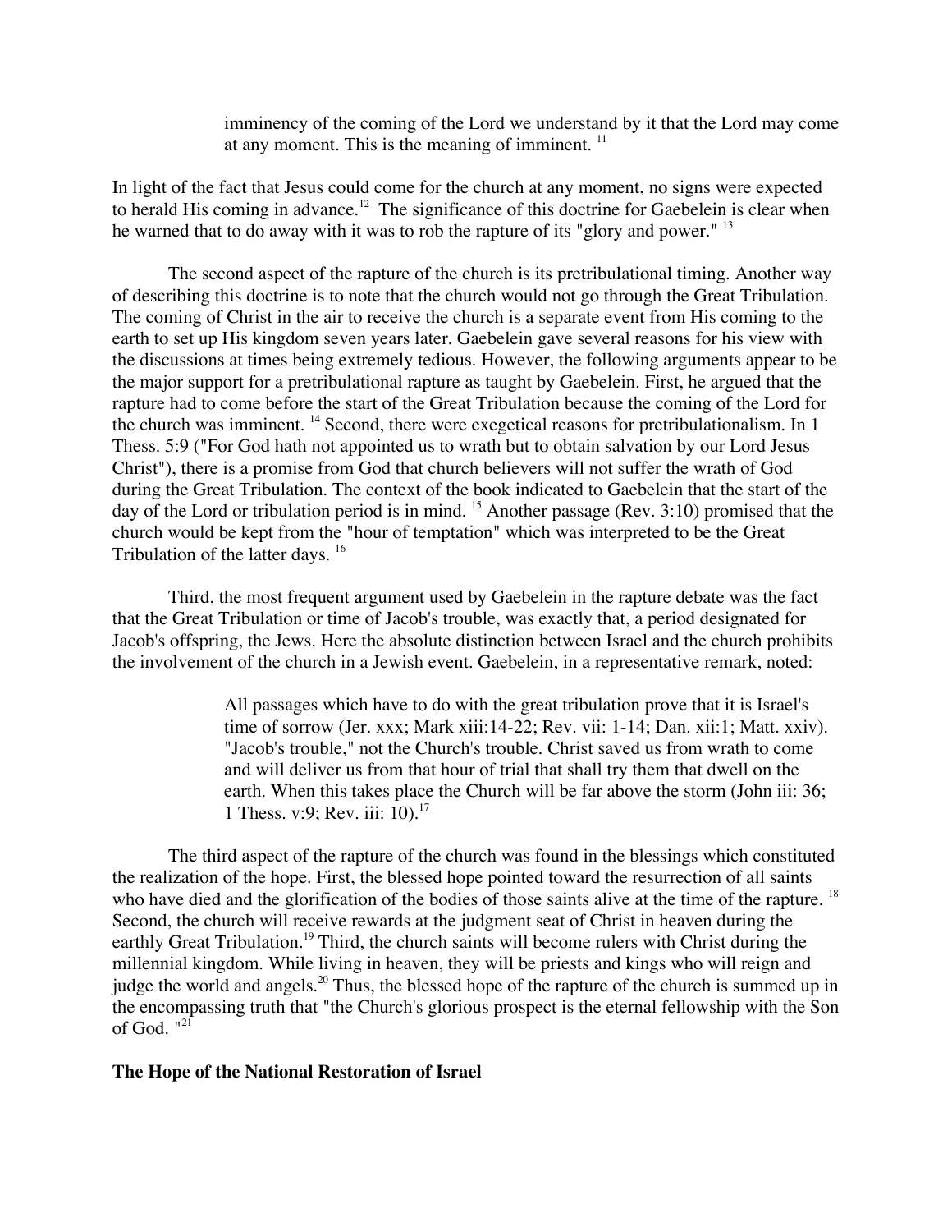> imminency of the coming of the Lord we understand by it that the Lord may come at any moment. This is the meaning of imminent. [11]

In light of the fact that Jesus could come for the church at any moment, no signs were expected to herald His coming in advance.[12] The significance of this doctrine for Gaebelein is clear when he warned that to do away with it was to rob the rapture of its "glory and power." [13]

The second aspect of the rapture of the church is its pretribulational timing. Another way of describing this doctrine is to note that the church would not go through the Great Tribulation. The coming of Christ in the air to receive the church is a separate event from His coming to the earth to set up His kingdom seven years later. Gaebelein gave several reasons for his view with the discussions at times being extremely tedious. However, the following arguments appear to be the major support for a pretribulational rapture as taught by Gaebelein. First, he argued that the rapture had to come before the start of the Great Tribulation because the coming of the Lord for the church was imminent. [14] Second, there were exegetical reasons for pretribulationalism. In 1 Thess. 5:9 ("For God hath not appointed us to wrath but to obtain salvation by our Lord Jesus Christ"), there is a promise from God that church believers will not suffer the wrath of God during the Great Tribulation. The context of the book indicated to Gaebelein that the start of the day of the Lord or tribulation period is in mind. [15] Another passage (Rev. 3:10) promised that the church would be kept from the "hour of temptation" which was interpreted to be the Great Tribulation of the latter days. [16]

Third, the most frequent argument used by Gaebelein in the rapture debate was the fact that the Great Tribulation or time of Jacob's trouble, was exactly that, a period designated for Jacob's offspring, the Jews. Here the absolute distinction between Israel and the church prohibits the involvement of the church in a Jewish event. Gaebelein, in a representative remark, noted:

> All passages which have to do with the great tribulation prove that it is Israel's time of sorrow (Jer. xxx; Mark xiii:14-22; Rev. vii: 1-14; Dan. xii:1; Matt. xxiv). "Jacob's trouble," not the Church's trouble. Christ saved us from wrath to come and will deliver us from that hour of trial that shall try them that dwell on the earth. When this takes place the Church will be far above the storm (John iii: 36; 1 Thess. v:9; Rev. iii: 10).[17]

The third aspect of the rapture of the church was found in the blessings which constituted the realization of the hope. First, the blessed hope pointed toward the resurrection of all saints who have died and the glorification of the bodies of those saints alive at the time of the rapture. [18] Second, the church will receive rewards at the judgment seat of Christ in heaven during the earthly Great Tribulation.[19] Third, the church saints will become rulers with Christ during the millennial kingdom. While living in heaven, they will be priests and kings who will reign and judge the world and angels.[20] Thus, the blessed hope of the rapture of the church is summed up in the encompassing truth that "the Church's glorious prospect is the eternal fellowship with the Son of God. "[21]

**The Hope of the National Restoration of Israel**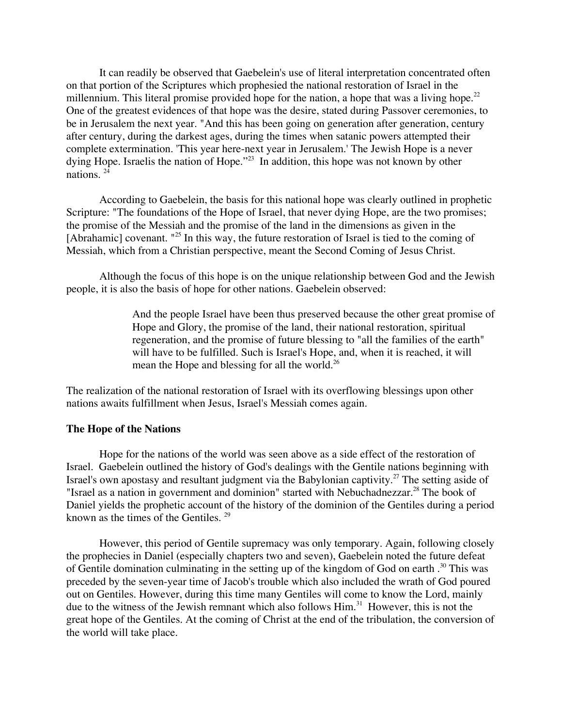It can readily be observed that Gaebelein's use of literal interpretation concentrated often on that portion of the Scriptures which prophesied the national restoration of Israel in the millennium. This literal promise provided hope for the nation, a hope that was a living hope.[22] One of the greatest evidences of that hope was the desire, stated during Passover ceremonies, to be in Jerusalem the next year. "And this has been going on generation after generation, century after century, during the darkest ages, during the times when satanic powers attempted their complete extermination. 'This year here-next year in Jerusalem.' The Jewish Hope is a never dying Hope. Israelis the nation of Hope."[23] In addition, this hope was not known by other nations.[24]

According to Gaebelein, the basis for this national hope was clearly outlined in prophetic Scripture: "The foundations of the Hope of Israel, that never dying Hope, are the two promises; the promise of the Messiah and the promise of the land in the dimensions as given in the [Abrahamic] covenant. "[25] In this way, the future restoration of Israel is tied to the coming of Messiah, which from a Christian perspective, meant the Second Coming of Jesus Christ.

Although the focus of this hope is on the unique relationship between God and the Jewish people, it is also the basis of hope for other nations. Gaebelein observed:

> And the people Israel have been thus preserved because the other great promise of Hope and Glory, the promise of the land, their national restoration, spiritual regeneration, and the promise of future blessing to "all the families of the earth" will have to be fulfilled. Such is Israel's Hope, and, when it is reached, it will mean the Hope and blessing for all the world.[26]

The realization of the national restoration of Israel with its overflowing blessings upon other nations awaits fulfillment when Jesus, Israel's Messiah comes again.

### The Hope of the Nations

Hope for the nations of the world was seen above as a side effect of the restoration of Israel. Gaebelein outlined the history of God's dealings with the Gentile nations beginning with Israel's own apostasy and resultant judgment via the Babylonian captivity.[27] The setting aside of "Israel as a nation in government and dominion" started with Nebuchadnezzar.[28] The book of Daniel yields the prophetic account of the history of the dominion of the Gentiles during a period known as the times of the Gentiles.[29]

However, this period of Gentile supremacy was only temporary. Again, following closely the prophecies in Daniel (especially chapters two and seven), Gaebelein noted the future defeat of Gentile domination culminating in the setting up of the kingdom of God on earth .[30] This was preceded by the seven-year time of Jacob's trouble which also included the wrath of God poured out on Gentiles. However, during this time many Gentiles will come to know the Lord, mainly due to the witness of the Jewish remnant which also follows Him.[31] However, this is not the great hope of the Gentiles. At the coming of Christ at the end of the tribulation, the conversion of the world will take place.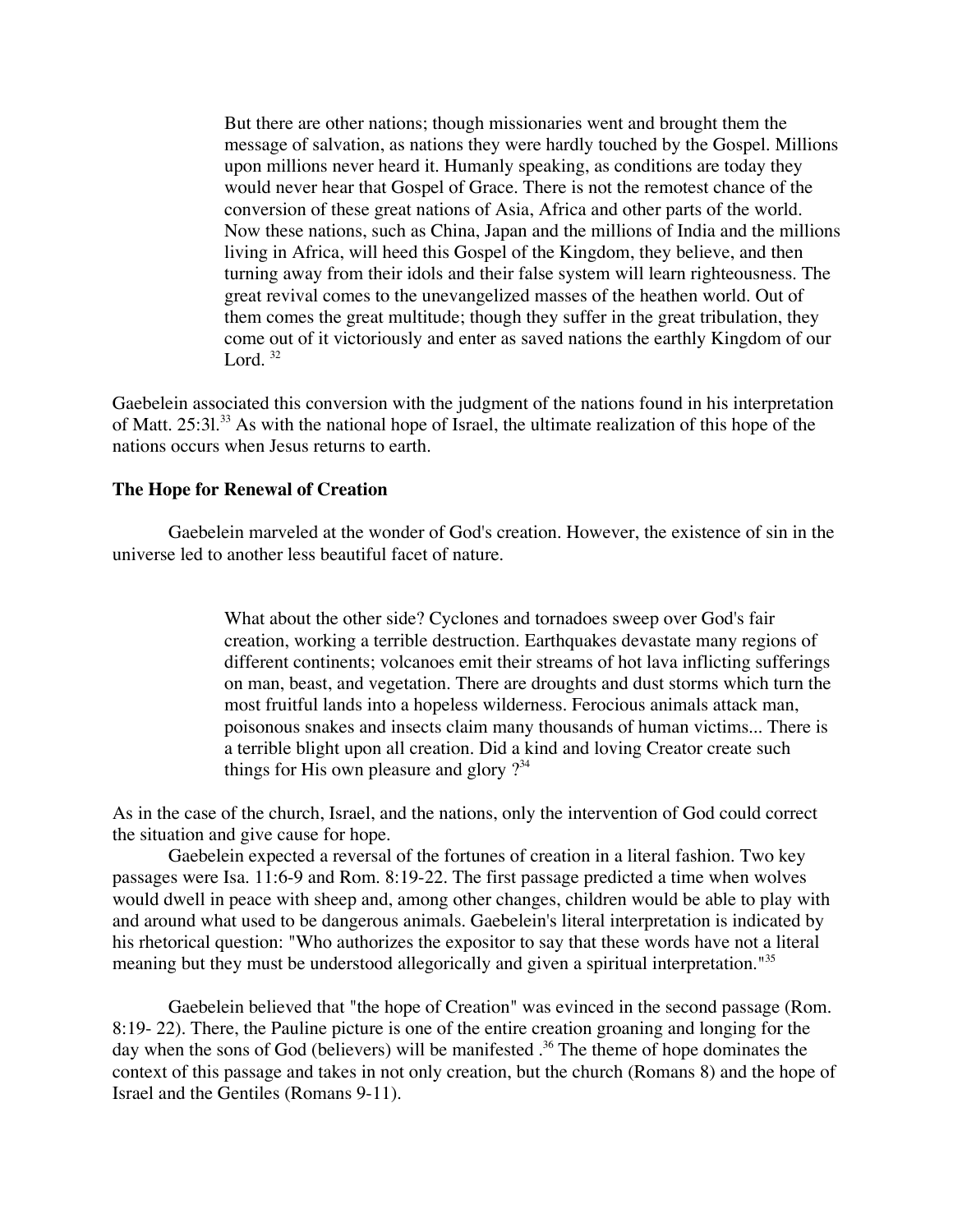> But there are other nations; though missionaries went and brought them the message of salvation, as nations they were hardly touched by the Gospel. Millions upon millions never heard it. Humanly speaking, as conditions are today they would never hear that Gospel of Grace. There is not the remotest chance of the conversion of these great nations of Asia, Africa and other parts of the world. Now these nations, such as China, Japan and the millions of India and the millions living in Africa, will heed this Gospel of the Kingdom, they believe, and then turning away from their idols and their false system will learn righteousness. The great revival comes to the unevangelized masses of the heathen world. Out of them comes the great multitude; though they suffer in the great tribulation, they come out of it victoriously and enter as saved nations the earthly Kingdom of our Lord. [32]

Gaebelein associated this conversion with the judgment of the nations found in his interpretation of Matt. 25:3l.[33] As with the national hope of Israel, the ultimate realization of this hope of the nations occurs when Jesus returns to earth.

**The Hope for Renewal of Creation**

Gaebelein marveled at the wonder of God's creation. However, the existence of sin in the universe led to another less beautiful facet of nature.

> What about the other side? Cyclones and tornadoes sweep over God's fair creation, working a terrible destruction. Earthquakes devastate many regions of different continents; volcanoes emit their streams of hot lava inflicting sufferings on man, beast, and vegetation. There are droughts and dust storms which turn the most fruitful lands into a hopeless wilderness. Ferocious animals attack man, poisonous snakes and insects claim many thousands of human victims... There is a terrible blight upon all creation. Did a kind and loving Creator create such things for His own pleasure and glory ?[34]

As in the case of the church, Israel, and the nations, only the intervention of God could correct the situation and give cause for hope.

Gaebelein expected a reversal of the fortunes of creation in a literal fashion. Two key passages were Isa. 11:6-9 and Rom. 8:19-22. The first passage predicted a time when wolves would dwell in peace with sheep and, among other changes, children would be able to play with and around what used to be dangerous animals. Gaebelein's literal interpretation is indicated by his rhetorical question: "Who authorizes the expositor to say that these words have not a literal meaning but they must be understood allegorically and given a spiritual interpretation."[35]

Gaebelein believed that "the hope of Creation" was evinced in the second passage (Rom. 8:19- 22). There, the Pauline picture is one of the entire creation groaning and longing for the day when the sons of God (believers) will be manifested .[36] The theme of hope dominates the context of this passage and takes in not only creation, but the church (Romans 8) and the hope of Israel and the Gentiles (Romans 9-11).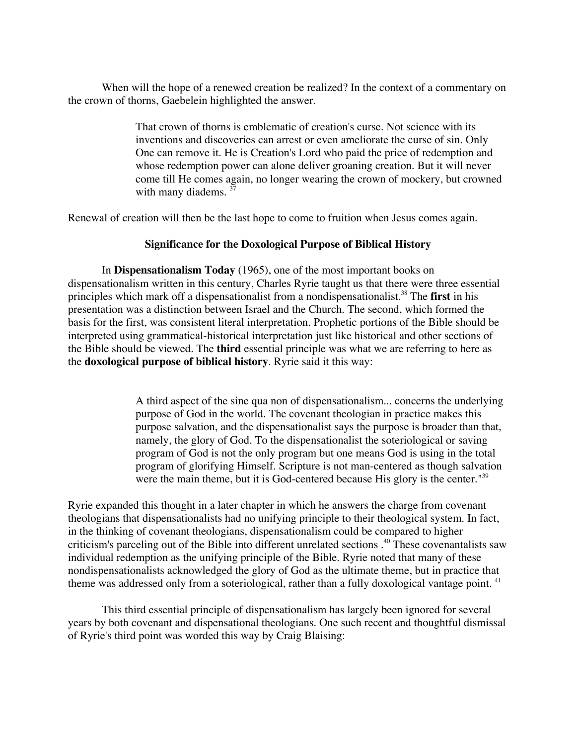When will the hope of a renewed creation be realized? In the context of a commentary on the crown of thorns, Gaebelein highlighted the answer.

> That crown of thorns is emblematic of creation's curse. Not science with its inventions and discoveries can arrest or even ameliorate the curse of sin. Only One can remove it. He is Creation's Lord who paid the price of redemption and whose redemption power can alone deliver groaning creation. But it will never come till He comes again, no longer wearing the crown of mockery, but crowned with many diadems. [37]

Renewal of creation will then be the last hope to come to fruition when Jesus comes again.

### Significance for the Doxological Purpose of Biblical History

In **Dispensationalism Today** (1965), one of the most important books on dispensationalism written in this century, Charles Ryrie taught us that there were three essential principles which mark off a dispensationalist from a nondispensationalist.[38] The **first** in his presentation was a distinction between Israel and the Church. The second, which formed the basis for the first, was consistent literal interpretation. Prophetic portions of the Bible should be interpreted using grammatical-historical interpretation just like historical and other sections of the Bible should be viewed. The **third** essential principle was what we are referring to here as the **doxological purpose of biblical history**. Ryrie said it this way:

> A third aspect of the sine qua non of dispensationalism... concerns the underlying purpose of God in the world. The covenant theologian in practice makes this purpose salvation, and the dispensationalist says the purpose is broader than that, namely, the glory of God. To the dispensationalist the soteriological or saving program of God is not the only program but one means God is using in the total program of glorifying Himself. Scripture is not man-centered as though salvation were the main theme, but it is God-centered because His glory is the center."[39]

Ryrie expanded this thought in a later chapter in which he answers the charge from covenant theologians that dispensationalists had no unifying principle to their theological system. In fact, in the thinking of covenant theologians, dispensationalism could be compared to higher criticism's parceling out of the Bible into different unrelated sections .[40] These covenantalists saw individual redemption as the unifying principle of the Bible. Ryrie noted that many of these nondispensationalists acknowledged the glory of God as the ultimate theme, but in practice that theme was addressed only from a soteriological, rather than a fully doxological vantage point. [41]

This third essential principle of dispensationalism has largely been ignored for several years by both covenant and dispensational theologians. One such recent and thoughtful dismissal of Ryrie's third point was worded this way by Craig Blaising: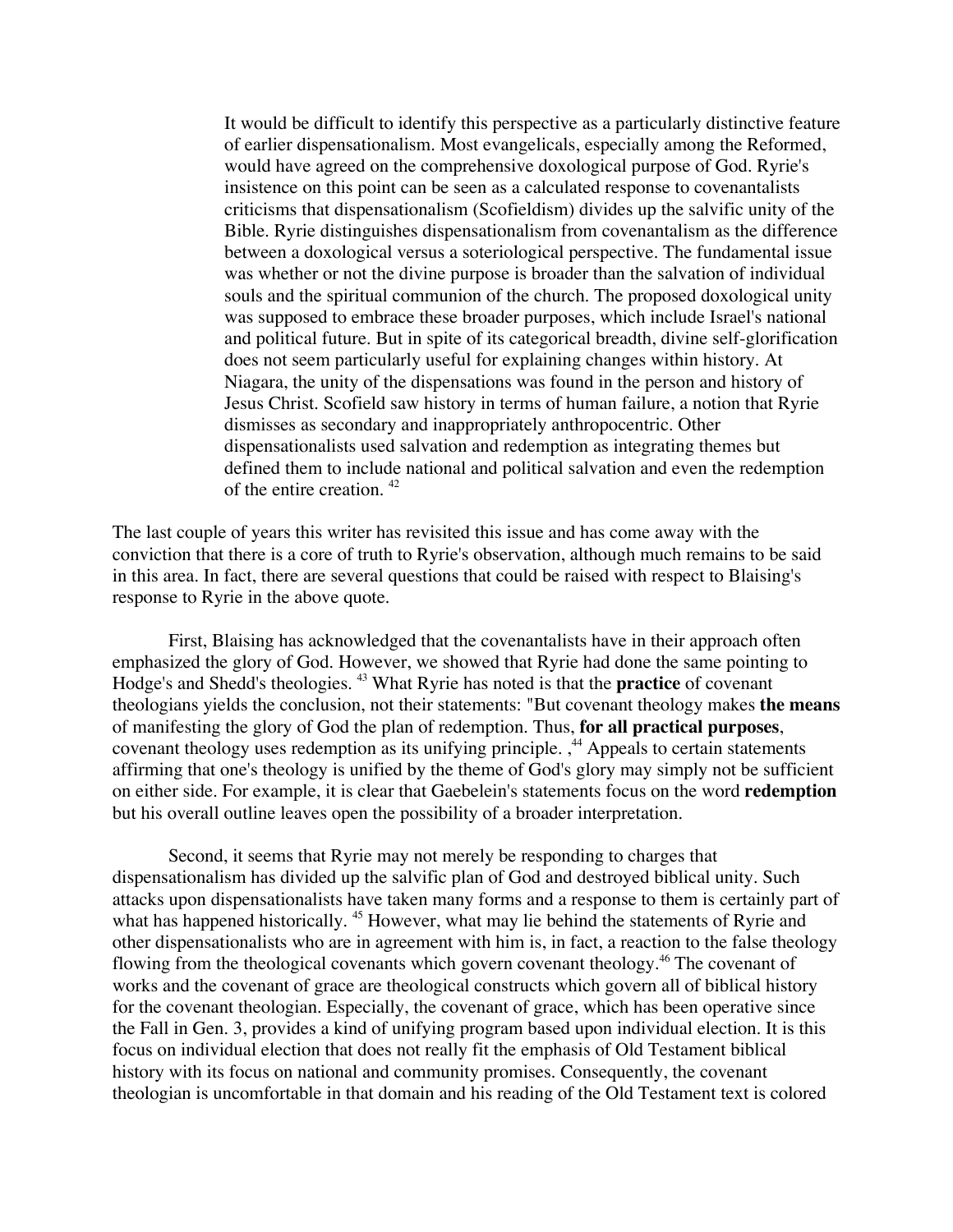> It would be difficult to identify this perspective as a particularly distinctive feature of earlier dispensationalism. Most evangelicals, especially among the Reformed, would have agreed on the comprehensive doxological purpose of God. Ryrie's insistence on this point can be seen as a calculated response to covenantalists criticisms that dispensationalism (Scofieldism) divides up the salvific unity of the Bible. Ryrie distinguishes dispensationalism from covenantalism as the difference between a doxological versus a soteriological perspective. The fundamental issue was whether or not the divine purpose is broader than the salvation of individual souls and the spiritual communion of the church. The proposed doxological unity was supposed to embrace these broader purposes, which include Israel's national and political future. But in spite of its categorical breadth, divine self-glorification does not seem particularly useful for explaining changes within history. At Niagara, the unity of the dispensations was found in the person and history of Jesus Christ. Scofield saw history in terms of human failure, a notion that Ryrie dismisses as secondary and inappropriately anthropocentric. Other dispensationalists used salvation and redemption as integrating themes but defined them to include national and political salvation and even the redemption of the entire creation. [42]

The last couple of years this writer has revisited this issue and has come away with the conviction that there is a core of truth to Ryrie's observation, although much remains to be said in this area. In fact, there are several questions that could be raised with respect to Blaising's response to Ryrie in the above quote.

First, Blaising has acknowledged that the covenantalists have in their approach often emphasized the glory of God. However, we showed that Ryrie had done the same pointing to Hodge's and Shedd's theologies. [43] What Ryrie has noted is that the **practice** of covenant theologians yields the conclusion, not their statements: "But covenant theology makes **the means** of manifesting the glory of God the plan of redemption. Thus, **for all practical purposes**, covenant theology uses redemption as its unifying principle. ,[44] Appeals to certain statements affirming that one's theology is unified by the theme of God's glory may simply not be sufficient on either side. For example, it is clear that Gaebelein's statements focus on the word **redemption** but his overall outline leaves open the possibility of a broader interpretation.

Second, it seems that Ryrie may not merely be responding to charges that dispensationalism has divided up the salvific plan of God and destroyed biblical unity. Such attacks upon dispensationalists have taken many forms and a response to them is certainly part of what has happened historically. [45] However, what may lie behind the statements of Ryrie and other dispensationalists who are in agreement with him is, in fact, a reaction to the false theology flowing from the theological covenants which govern covenant theology.[46] The covenant of works and the covenant of grace are theological constructs which govern all of biblical history for the covenant theologian. Especially, the covenant of grace, which has been operative since the Fall in Gen. 3, provides a kind of unifying program based upon individual election. It is this focus on individual election that does not really fit the emphasis of Old Testament biblical history with its focus on national and community promises. Consequently, the covenant theologian is uncomfortable in that domain and his reading of the Old Testament text is colored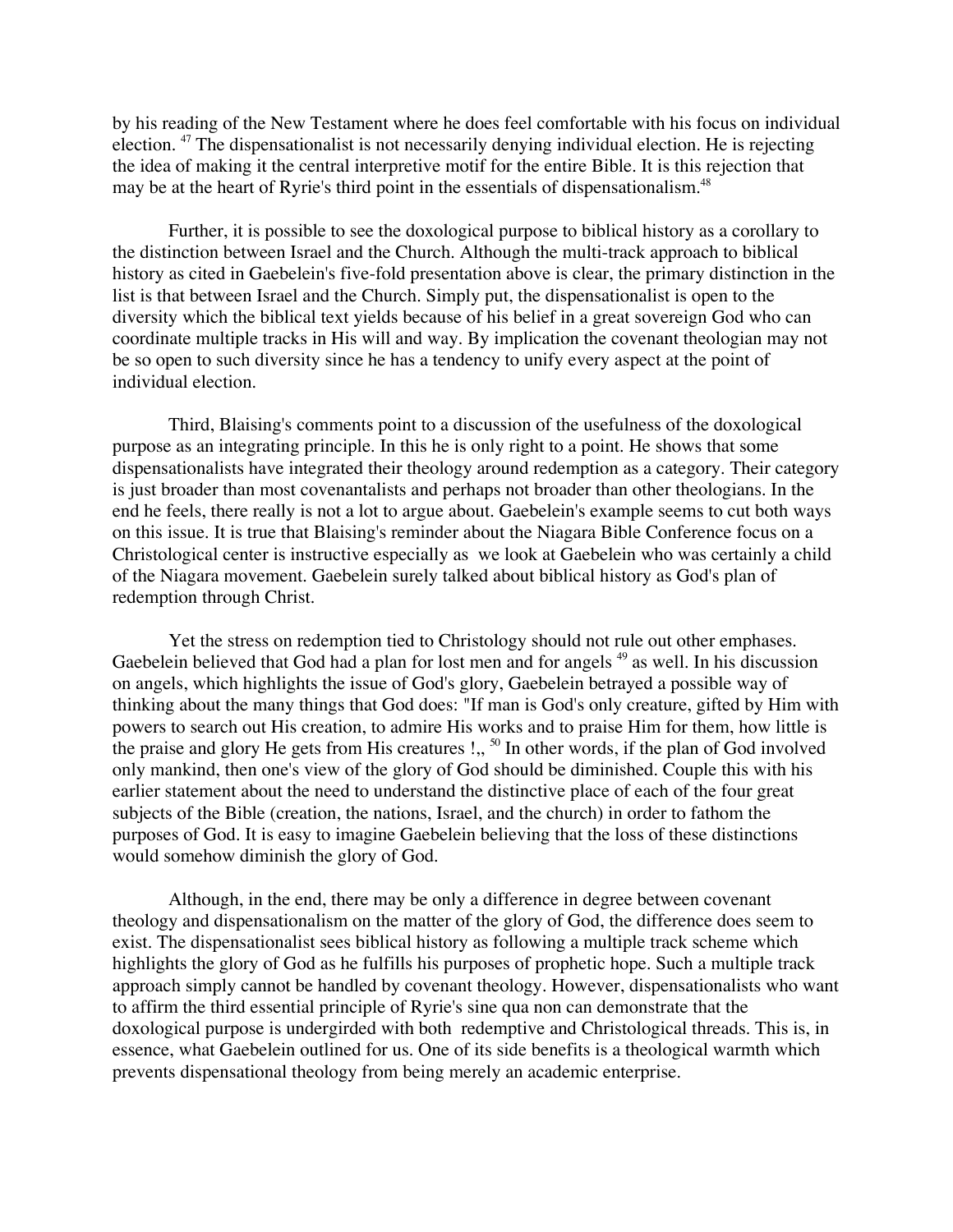by his reading of the New Testament where he does feel comfortable with his focus on individual election. [47] The dispensationalist is not necessarily denying individual election. He is rejecting the idea of making it the central interpretive motif for the entire Bible. It is this rejection that may be at the heart of Ryrie's third point in the essentials of dispensationalism.[48]

Further, it is possible to see the doxological purpose to biblical history as a corollary to the distinction between Israel and the Church. Although the multi-track approach to biblical history as cited in Gaebelein's five-fold presentation above is clear, the primary distinction in the list is that between Israel and the Church. Simply put, the dispensationalist is open to the diversity which the biblical text yields because of his belief in a great sovereign God who can coordinate multiple tracks in His will and way. By implication the covenant theologian may not be so open to such diversity since he has a tendency to unify every aspect at the point of individual election.

Third, Blaising's comments point to a discussion of the usefulness of the doxological purpose as an integrating principle. In this he is only right to a point. He shows that some dispensationalists have integrated their theology around redemption as a category. Their category is just broader than most covenantalists and perhaps not broader than other theologians. In the end he feels, there really is not a lot to argue about. Gaebelein's example seems to cut both ways on this issue. It is true that Blaising's reminder about the Niagara Bible Conference focus on a Christological center is instructive especially as we look at Gaebelein who was certainly a child of the Niagara movement. Gaebelein surely talked about biblical history as God's plan of redemption through Christ.

Yet the stress on redemption tied to Christology should not rule out other emphases. Gaebelein believed that God had a plan for lost men and for angels [49] as well. In his discussion on angels, which highlights the issue of God's glory, Gaebelein betrayed a possible way of thinking about the many things that God does: "If man is God's only creature, gifted by Him with powers to search out His creation, to admire His works and to praise Him for them, how little is the praise and glory He gets from His creatures !,, [50] In other words, if the plan of God involved only mankind, then one's view of the glory of God should be diminished. Couple this with his earlier statement about the need to understand the distinctive place of each of the four great subjects of the Bible (creation, the nations, Israel, and the church) in order to fathom the purposes of God. It is easy to imagine Gaebelein believing that the loss of these distinctions would somehow diminish the glory of God.

Although, in the end, there may be only a difference in degree between covenant theology and dispensationalism on the matter of the glory of God, the difference does seem to exist. The dispensationalist sees biblical history as following a multiple track scheme which highlights the glory of God as he fulfills his purposes of prophetic hope. Such a multiple track approach simply cannot be handled by covenant theology. However, dispensationalists who want to affirm the third essential principle of Ryrie's sine qua non can demonstrate that the doxological purpose is undergirded with both redemptive and Christological threads. This is, in essence, what Gaebelein outlined for us. One of its side benefits is a theological warmth which prevents dispensational theology from being merely an academic enterprise.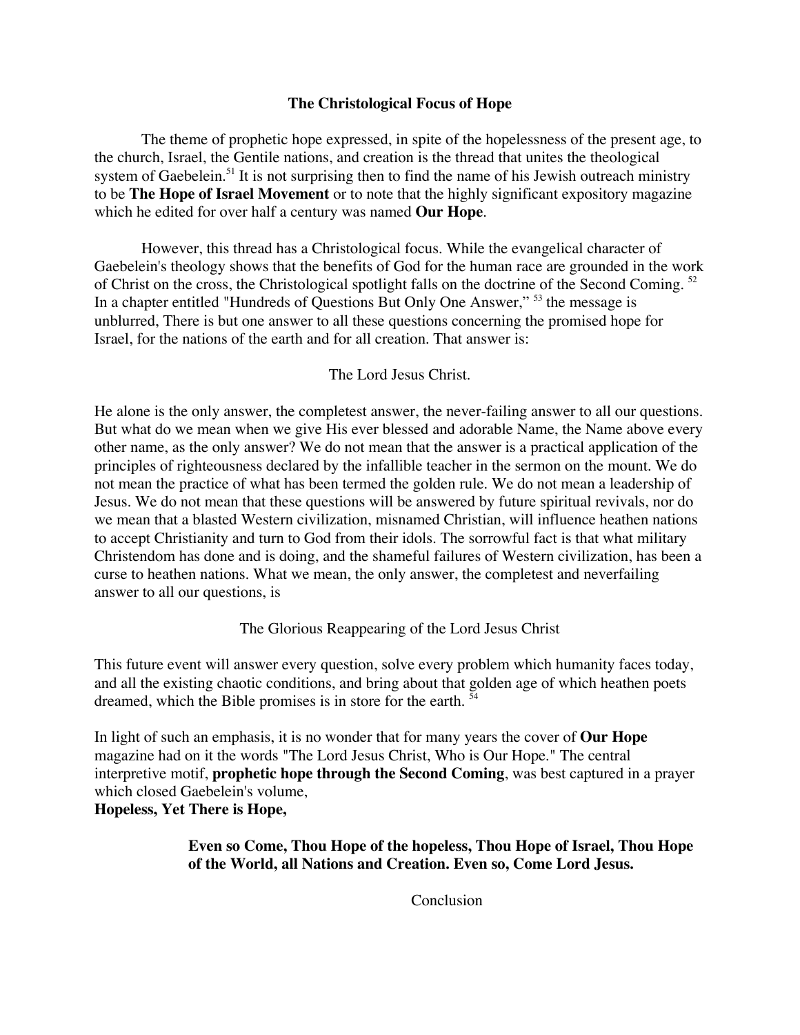## The Christological Focus of Hope

The theme of prophetic hope expressed, in spite of the hopelessness of the present age, to the church, Israel, the Gentile nations, and creation is the thread that unites the theological system of Gaebelein.[51] It is not surprising then to find the name of his Jewish outreach ministry to be **The Hope of Israel Movement** or to note that the highly significant expository magazine which he edited for over half a century was named **Our Hope**.

However, this thread has a Christological focus. While the evangelical character of Gaebelein's theology shows that the benefits of God for the human race are grounded in the work of Christ on the cross, the Christological spotlight falls on the doctrine of the Second Coming.[52] In a chapter entitled "Hundreds of Questions But Only One Answer,"[53] the message is unblurred, There is but one answer to all these questions concerning the promised hope for Israel, for the nations of the earth and for all creation. That answer is:

The Lord Jesus Christ.

He alone is the only answer, the completest answer, the never-failing answer to all our questions. But what do we mean when we give His ever blessed and adorable Name, the Name above every other name, as the only answer? We do not mean that the answer is a practical application of the principles of righteousness declared by the infallible teacher in the sermon on the mount. We do not mean the practice of what has been termed the golden rule. We do not mean a leadership of Jesus. We do not mean that these questions will be answered by future spiritual revivals, nor do we mean that a blasted Western civilization, misnamed Christian, will influence heathen nations to accept Christianity and turn to God from their idols. The sorrowful fact is that what military Christendom has done and is doing, and the shameful failures of Western civilization, has been a curse to heathen nations. What we mean, the only answer, the completest and neverfailing answer to all our questions, is

The Glorious Reappearing of the Lord Jesus Christ

This future event will answer every question, solve every problem which humanity faces today, and all the existing chaotic conditions, and bring about that golden age of which heathen poets dreamed, which the Bible promises is in store for the earth.[54]

In light of such an emphasis, it is no wonder that for many years the cover of **Our Hope** magazine had on it the words "The Lord Jesus Christ, Who is Our Hope." The central interpretive motif, **prophetic hope through the Second Coming**, was best captured in a prayer which closed Gaebelein's volume, **Hopeless, Yet There is Hope,**

> **Even so Come, Thou Hope of the hopeless, Thou Hope of Israel, Thou Hope of the World, all Nations and Creation. Even so, Come Lord Jesus.**

## Conclusion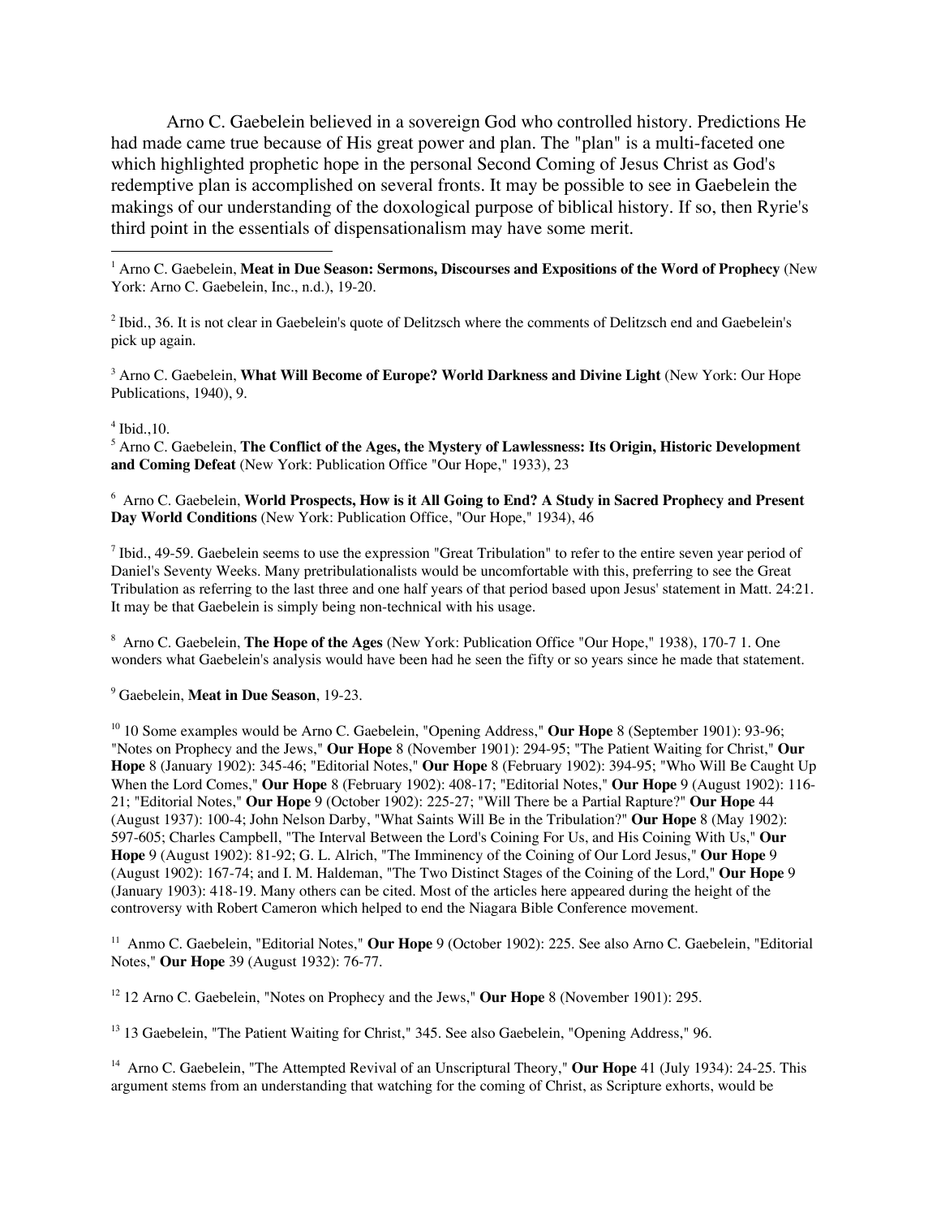Arno C. Gaebelein believed in a sovereign God who controlled history. Predictions He had made came true because of His great power and plan. The "plan" is a multi-faceted one which highlighted prophetic hope in the personal Second Coming of Jesus Christ as God's redemptive plan is accomplished on several fronts. It may be possible to see in Gaebelein the makings of our understanding of the doxological purpose of biblical history. If so, then Ryrie's third point in the essentials of dispensationalism may have some merit.

---

[1] Arno C. Gaebelein, **Meat in Due Season: Sermons, Discourses and Expositions of the Word of Prophecy** (New York: Arno C. Gaebelein, Inc., n.d.), 19-20.

[2] Ibid., 36. It is not clear in Gaebelein's quote of Delitzsch where the comments of Delitzsch end and Gaebelein's pick up again.

[3] Arno C. Gaebelein, **What Will Become of Europe? World Darkness and Divine Light** (New York: Our Hope Publications, 1940), 9.

[4] Ibid.,10.

[5] Arno C. Gaebelein, **The Conflict of the Ages, the Mystery of Lawlessness: Its Origin, Historic Development and Coming Defeat** (New York: Publication Office "Our Hope," 1933), 23

[6] Arno C. Gaebelein, **World Prospects, How is it All Going to End? A Study in Sacred Prophecy and Present Day World Conditions** (New York: Publication Office, "Our Hope," 1934), 46

[7] Ibid., 49-59. Gaebelein seems to use the expression "Great Tribulation" to refer to the entire seven year period of Daniel's Seventy Weeks. Many pretribulationalists would be uncomfortable with this, preferring to see the Great Tribulation as referring to the last three and one half years of that period based upon Jesus' statement in Matt. 24:21. It may be that Gaebelein is simply being non-technical with his usage.

[8] Arno C. Gaebelein, **The Hope of the Ages** (New York: Publication Office "Our Hope," 1938), 170-7 1. One wonders what Gaebelein's analysis would have been had he seen the fifty or so years since he made that statement.

[9] Gaebelein, **Meat in Due Season**, 19-23.

[10] 10 Some examples would be Arno C. Gaebelein, "Opening Address," **Our Hope** 8 (September 1901): 93-96; "Notes on Prophecy and the Jews," **Our Hope** 8 (November 1901): 294-95; "The Patient Waiting for Christ," **Our Hope** 8 (January 1902): 345-46; "Editorial Notes," **Our Hope** 8 (February 1902): 394-95; "Who Will Be Caught Up When the Lord Comes," **Our Hope** 8 (February 1902): 408-17; "Editorial Notes," **Our Hope** 9 (August 1902): 116-21; "Editorial Notes," **Our Hope** 9 (October 1902): 225-27; "Will There be a Partial Rapture?" **Our Hope** 44 (August 1937): 100-4; John Nelson Darby, "What Saints Will Be in the Tribulation?" **Our Hope** 8 (May 1902): 597-605; Charles Campbell, "The Interval Between the Lord's Coining For Us, and His Coining With Us," **Our Hope** 9 (August 1902): 81-92; G. L. Alrich, "The Imminency of the Coining of Our Lord Jesus," **Our Hope** 9 (August 1902): 167-74; and I. M. Haldeman, "The Two Distinct Stages of the Coining of the Lord," **Our Hope** 9 (January 1903): 418-19. Many others can be cited. Most of the articles here appeared during the height of the controversy with Robert Cameron which helped to end the Niagara Bible Conference movement.

[11] Anmo C. Gaebelein, "Editorial Notes," **Our Hope** 9 (October 1902): 225. See also Arno C. Gaebelein, "Editorial Notes," **Our Hope** 39 (August 1932): 76-77.

[12] 12 Arno C. Gaebelein, "Notes on Prophecy and the Jews," **Our Hope** 8 (November 1901): 295.

[13] 13 Gaebelein, "The Patient Waiting for Christ," 345. See also Gaebelein, "Opening Address," 96.

[14] Arno C. Gaebelein, "The Attempted Revival of an Unscriptural Theory," **Our Hope** 41 (July 1934): 24-25. This argument stems from an understanding that watching for the coming of Christ, as Scripture exhorts, would be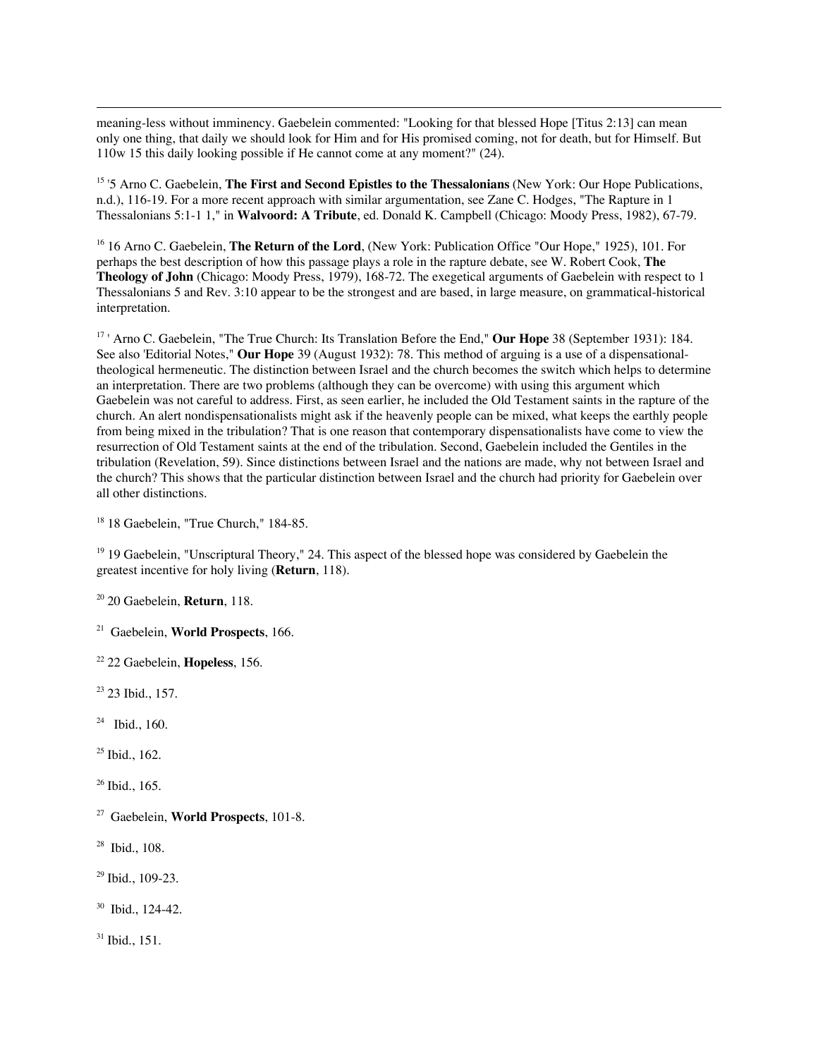meaning-less without imminency. Gaebelein commented: "Looking for that blessed Hope [Titus 2:13] can mean only one thing, that daily we should look for Him and for His promised coming, not for death, but for Himself. But 110w 15 this daily looking possible if He cannot come at any moment?" (24).

[15] '5 Arno C. Gaebelein, **The First and Second Epistles to the Thessalonians** (New York: Our Hope Publications, n.d.), 116-19. For a more recent approach with similar argumentation, see Zane C. Hodges, "The Rapture in 1 Thessalonians 5:1-1 1," in **Walvoord: A Tribute**, ed. Donald K. Campbell (Chicago: Moody Press, 1982), 67-79.

[16] 16 Arno C. Gaebelein, **The Return of the Lord**, (New York: Publication Office "Our Hope," 1925), 101. For perhaps the best description of how this passage plays a role in the rapture debate, see W. Robert Cook, **The Theology of John** (Chicago: Moody Press, 1979), 168-72. The exegetical arguments of Gaebelein with respect to 1 Thessalonians 5 and Rev. 3:10 appear to be the strongest and are based, in large measure, on grammatical-historical interpretation.

[17] ' Arno C. Gaebelein, "The True Church: Its Translation Before the End," **Our Hope** 38 (September 1931): 184. See also 'Editorial Notes," **Our Hope** 39 (August 1932): 78. This method of arguing is a use of a dispensational-theological hermeneutic. The distinction between Israel and the church becomes the switch which helps to determine an interpretation. There are two problems (although they can be overcome) with using this argument which Gaebelein was not careful to address. First, as seen earlier, he included the Old Testament saints in the rapture of the church. An alert nondispensationalists might ask if the heavenly people can be mixed, what keeps the earthly people from being mixed in the tribulation? That is one reason that contemporary dispensationalists have come to view the resurrection of Old Testament saints at the end of the tribulation. Second, Gaebelein included the Gentiles in the tribulation (Revelation, 59). Since distinctions between Israel and the nations are made, why not between Israel and the church? This shows that the particular distinction between Israel and the church had priority for Gaebelein over all other distinctions.

[18] 18 Gaebelein, "True Church," 184-85.

[19] 19 Gaebelein, "Unscriptural Theory," 24. This aspect of the blessed hope was considered by Gaebelein the greatest incentive for holy living (**Return**, 118).

[20] 20 Gaebelein, **Return**, 118.

[21] Gaebelein, **World Prospects**, 166.

[22] 22 Gaebelein, **Hopeless**, 156.

[23] 23 Ibid., 157.

[24] Ibid., 160.

[25] Ibid., 162.

[26] Ibid., 165.

[27] Gaebelein, **World Prospects**, 101-8.

[28] Ibid., 108.

[29] Ibid., 109-23.

[30] Ibid., 124-42.

[31] Ibid., 151.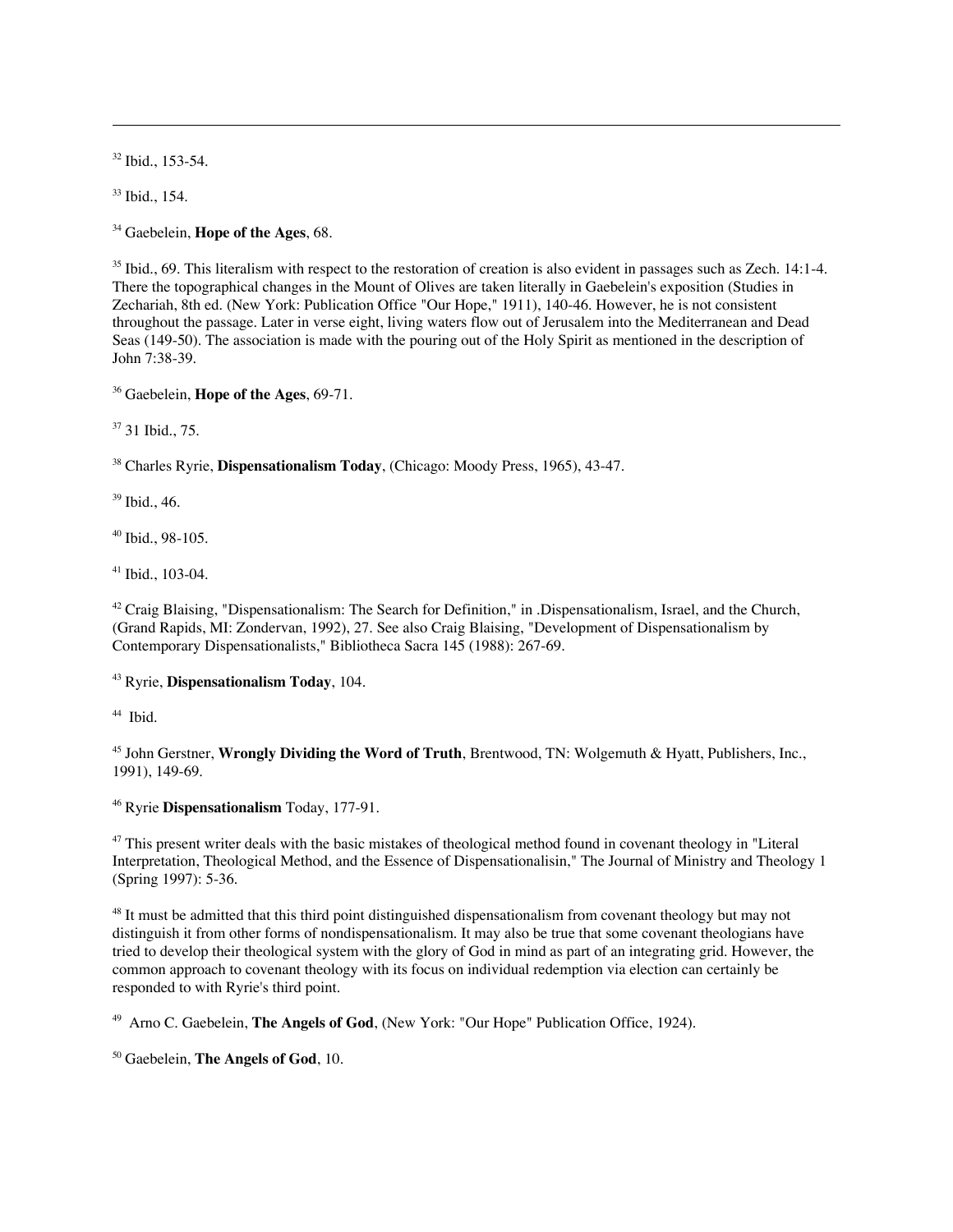[32] Ibid., 153-54.

[33] Ibid., 154.

[34] Gaebelein, **Hope of the Ages**, 68.

[35] Ibid., 69. This literalism with respect to the restoration of creation is also evident in passages such as Zech. 14:1-4. There the topographical changes in the Mount of Olives are taken literally in Gaebelein's exposition (Studies in Zechariah, 8th ed. (New York: Publication Office "Our Hope," 1911), 140-46. However, he is not consistent throughout the passage. Later in verse eight, living waters flow out of Jerusalem into the Mediterranean and Dead Seas (149-50). The association is made with the pouring out of the Holy Spirit as mentioned in the description of John 7:38-39.

[36] Gaebelein, **Hope of the Ages**, 69-71.

[37] 31 Ibid., 75.

[38] Charles Ryrie, **Dispensationalism Today**, (Chicago: Moody Press, 1965), 43-47.

[39] Ibid., 46.

[40] Ibid., 98-105.

[41] Ibid., 103-04.

[42] Craig Blaising, "Dispensationalism: The Search for Definition," in .Dispensationalism, Israel, and the Church, (Grand Rapids, MI: Zondervan, 1992), 27. See also Craig Blaising, "Development of Dispensationalism by Contemporary Dispensationalists," Bibliotheca Sacra 145 (1988): 267-69.

[43] Ryrie, **Dispensationalism Today**, 104.

[44] Ibid.

[45] John Gerstner, **Wrongly Dividing the Word of Truth**, Brentwood, TN: Wolgemuth & Hyatt, Publishers, Inc., 1991), 149-69.

[46] Ryrie **Dispensationalism** Today, 177-91.

[47] This present writer deals with the basic mistakes of theological method found in covenant theology in "Literal Interpretation, Theological Method, and the Essence of Dispensationalisin," The Journal of Ministry and Theology 1 (Spring 1997): 5-36.

[48] It must be admitted that this third point distinguished dispensationalism from covenant theology but may not distinguish it from other forms of nondispensationalism. It may also be true that some covenant theologians have tried to develop their theological system with the glory of God in mind as part of an integrating grid. However, the common approach to covenant theology with its focus on individual redemption via election can certainly be responded to with Ryrie's third point.

[49] Arno C. Gaebelein, **The Angels of God**, (New York: "Our Hope" Publication Office, 1924).

[50] Gaebelein, **The Angels of God**, 10.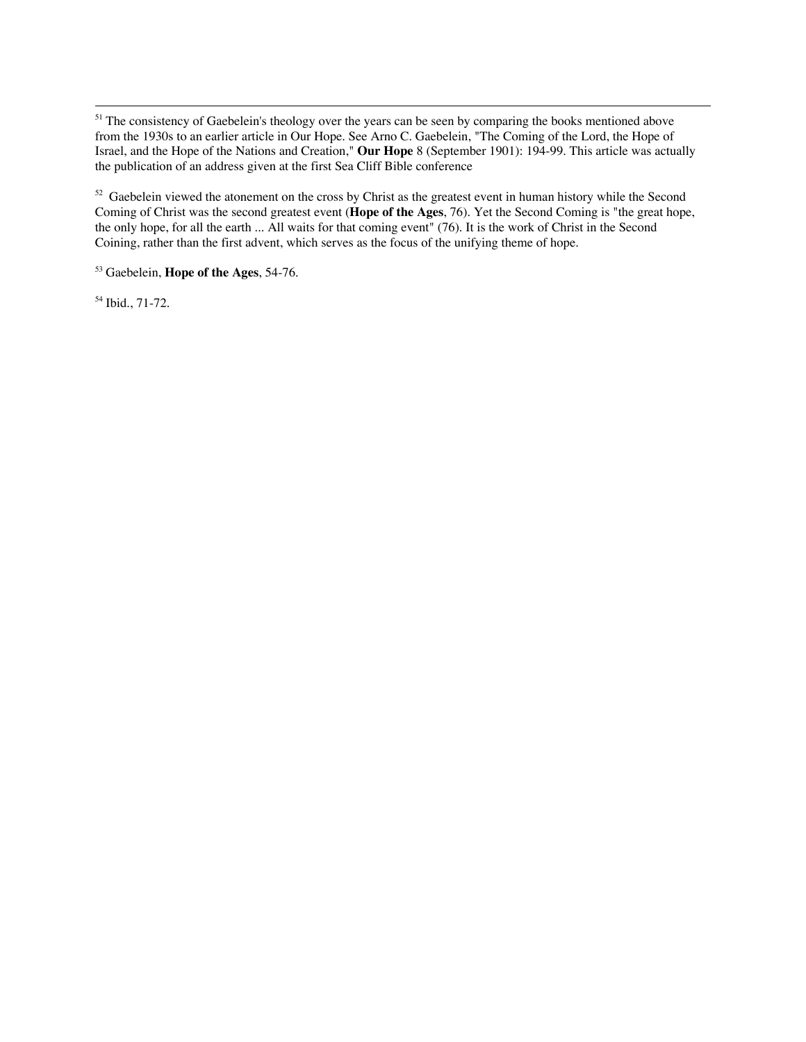[51] The consistency of Gaebelein's theology over the years can be seen by comparing the books mentioned above from the 1930s to an earlier article in Our Hope. See Arno C. Gaebelein, "The Coming of the Lord, the Hope of Israel, and the Hope of the Nations and Creation," **Our Hope** 8 (September 1901): 194-99. This article was actually the publication of an address given at the first Sea Cliff Bible conference

[52] Gaebelein viewed the atonement on the cross by Christ as the greatest event in human history while the Second Coming of Christ was the second greatest event (**Hope of the Ages**, 76). Yet the Second Coming is "the great hope, the only hope, for all the earth ... All waits for that coming event" (76). It is the work of Christ in the Second Coining, rather than the first advent, which serves as the focus of the unifying theme of hope.

[53] Gaebelein, **Hope of the Ages**, 54-76.

[54] Ibid., 71-72.